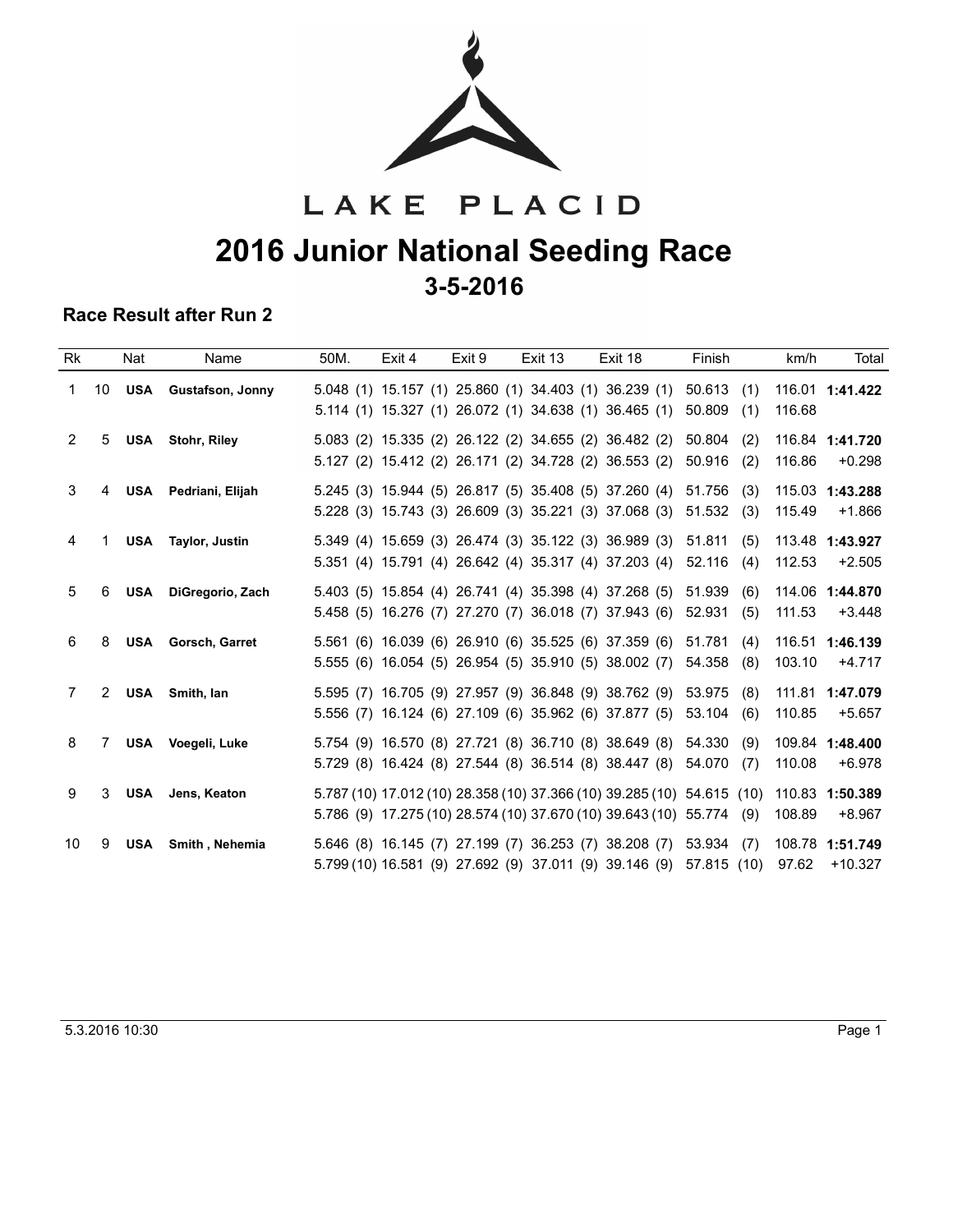LAKE PLACID

# 2016 Junior National Seeding Race

## 3-5-2016

### Race Result after Run 2

| Rk | | Nat | Name | 50M. | Exit 4 | Exit 9 | Exit 13 | Exit 18 | Finish | km/h | Total |
|---|---|---|---|---|---|---|---|---|---|---|---|
| 1 | 10 | **USA** | **Gustafson, Jonny** | 5.048 (1) | 15.157 (1) | 25.860 (1) | 34.403 (1) | 36.239 (1) | 50.613 (1) | 116.01 | **1:41.422** |
| | | | | 5.114 (1) | 15.327 (1) | 26.072 (1) | 34.638 (1) | 36.465 (1) | 50.809 (1) | 116.68 | |
| 2 | 5 | **USA** | **Stohr, Riley** | 5.083 (2) | 15.335 (2) | 26.122 (2) | 34.655 (2) | 36.482 (2) | 50.804 (2) | 116.84 | **1:41.720** |
| | | | | 5.127 (2) | 15.412 (2) | 26.171 (2) | 34.728 (2) | 36.553 (2) | 50.916 (2) | 116.86 | +0.298 |
| 3 | 4 | **USA** | **Pedriani, Elijah** | 5.245 (3) | 15.944 (5) | 26.817 (5) | 35.408 (5) | 37.260 (4) | 51.756 (3) | 115.03 | **1:43.288** |
| | | | | 5.228 (3) | 15.743 (3) | 26.609 (3) | 35.221 (3) | 37.068 (3) | 51.532 (3) | 115.49 | +1.866 |
| 4 | 1 | **USA** | **Taylor, Justin** | 5.349 (4) | 15.659 (3) | 26.474 (3) | 35.122 (3) | 36.989 (3) | 51.811 (5) | 113.48 | **1:43.927** |
| | | | | 5.351 (4) | 15.791 (4) | 26.642 (4) | 35.317 (4) | 37.203 (4) | 52.116 (4) | 112.53 | +2.505 |
| 5 | 6 | **USA** | **DiGregorio, Zach** | 5.403 (5) | 15.854 (4) | 26.741 (4) | 35.398 (4) | 37.268 (5) | 51.939 (6) | 114.06 | **1:44.870** |
| | | | | 5.458 (5) | 16.276 (7) | 27.270 (7) | 36.018 (7) | 37.943 (6) | 52.931 (5) | 111.53 | +3.448 |
| 6 | 8 | **USA** | **Gorsch, Garret** | 5.561 (6) | 16.039 (6) | 26.910 (6) | 35.525 (6) | 37.359 (6) | 51.781 (4) | 116.51 | **1:46.139** |
| | | | | 5.555 (6) | 16.054 (5) | 26.954 (5) | 35.910 (5) | 38.002 (7) | 54.358 (8) | 103.10 | +4.717 |
| 7 | 2 | **USA** | **Smith, Ian** | 5.595 (7) | 16.705 (9) | 27.957 (9) | 36.848 (9) | 38.762 (9) | 53.975 (8) | 111.81 | **1:47.079** |
| | | | | 5.556 (7) | 16.124 (6) | 27.109 (6) | 35.962 (6) | 37.877 (5) | 53.104 (6) | 110.85 | +5.657 |
| 8 | 7 | **USA** | **Voegeli, Luke** | 5.754 (9) | 16.570 (8) | 27.721 (8) | 36.710 (8) | 38.649 (8) | 54.330 (9) | 109.84 | **1:48.400** |
| | | | | 5.729 (8) | 16.424 (8) | 27.544 (8) | 36.514 (8) | 38.447 (8) | 54.070 (7) | 110.08 | +6.978 |
| 9 | 3 | **USA** | **Jens, Keaton** | 5.787 (10) | 17.012 (10) | 28.358 (10) | 37.366 (10) | 39.285 (10) | 54.615 (10) | 110.83 | **1:50.389** |
| | | | | 5.786 (9) | 17.275 (10) | 28.574 (10) | 37.670 (10) | 39.643 (10) | 55.774 (9) | 108.89 | +8.967 |
| 10 | 9 | **USA** | **Smith , Nehemia** | 5.646 (8) | 16.145 (7) | 27.199 (7) | 36.253 (7) | 38.208 (7) | 53.934 (7) | 108.78 | **1:51.749** |
| | | | | 5.799 (10) | 16.581 (9) | 27.692 (9) | 37.011 (9) | 39.146 (9) | 57.815 (10) | 97.62 | +10.327 |

5.3.2016 10:30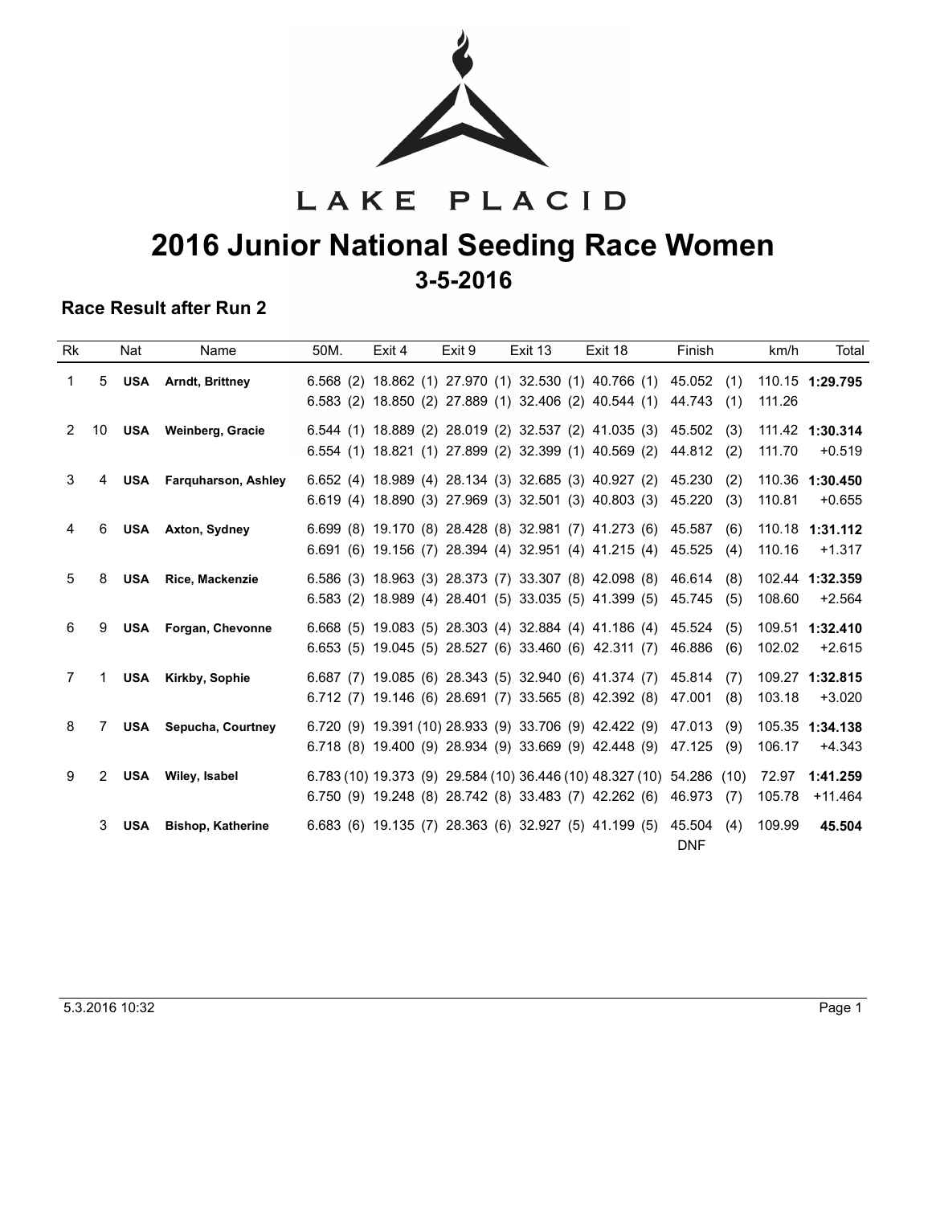# LAKE PLACID

# 2016 Junior National Seeding Race Women

## 3-5-2016

### Race Result after Run 2

| Rk | | Nat | Name | 50M. | Exit 4 | Exit 9 | Exit 13 | Exit 18 | Finish | km/h | Total |
|---|---|---|---|---|---|---|---|---|---|---|---|
| 1 | 5 | **USA** | **Arndt, Brittney** | 6.568 (2) | 18.862 (1) | 27.970 (1) | 32.530 (1) | 40.766 (1) | 45.052 (1) | 110.15 | **1:29.795** |
| | | | | 6.583 (2) | 18.850 (2) | 27.889 (1) | 32.406 (2) | 40.544 (1) | 44.743 (1) | 111.26 | |
| 2 | 10 | **USA** | **Weinberg, Gracie** | 6.544 (1) | 18.889 (2) | 28.019 (2) | 32.537 (2) | 41.035 (3) | 45.502 (3) | 111.42 | **1:30.314** |
| | | | | 6.554 (1) | 18.821 (1) | 27.899 (2) | 32.399 (1) | 40.569 (2) | 44.812 (2) | 111.70 | +0.519 |
| 3 | 4 | **USA** | **Farquharson, Ashley** | 6.652 (4) | 18.989 (4) | 28.134 (3) | 32.685 (3) | 40.927 (2) | 45.230 (2) | 110.36 | **1:30.450** |
| | | | | 6.619 (4) | 18.890 (3) | 27.969 (3) | 32.501 (3) | 40.803 (3) | 45.220 (3) | 110.81 | +0.655 |
| 4 | 6 | **USA** | **Axton, Sydney** | 6.699 (8) | 19.170 (8) | 28.428 (8) | 32.981 (7) | 41.273 (6) | 45.587 (6) | 110.18 | **1:31.112** |
| | | | | 6.691 (6) | 19.156 (7) | 28.394 (4) | 32.951 (4) | 41.215 (4) | 45.525 (4) | 110.16 | +1.317 |
| 5 | 8 | **USA** | **Rice, Mackenzie** | 6.586 (3) | 18.963 (3) | 28.373 (7) | 33.307 (8) | 42.098 (8) | 46.614 (8) | 102.44 | **1:32.359** |
| | | | | 6.583 (2) | 18.989 (4) | 28.401 (5) | 33.035 (5) | 41.399 (5) | 45.745 (5) | 108.60 | +2.564 |
| 6 | 9 | **USA** | **Forgan, Chevonne** | 6.668 (5) | 19.083 (5) | 28.303 (4) | 32.884 (4) | 41.186 (4) | 45.524 (5) | 109.51 | **1:32.410** |
| | | | | 6.653 (5) | 19.045 (5) | 28.527 (6) | 33.460 (6) | 42.311 (7) | 46.886 (6) | 102.02 | +2.615 |
| 7 | 1 | **USA** | **Kirkby, Sophie** | 6.687 (7) | 19.085 (6) | 28.343 (5) | 32.940 (6) | 41.374 (7) | 45.814 (7) | 109.27 | **1:32.815** |
| | | | | 6.712 (7) | 19.146 (6) | 28.691 (7) | 33.565 (8) | 42.392 (8) | 47.001 (8) | 103.18 | +3.020 |
| 8 | 7 | **USA** | **Sepucha, Courtney** | 6.720 (9) | 19.391 (10) | 28.933 (9) | 33.706 (9) | 42.422 (9) | 47.013 (9) | 105.35 | **1:34.138** |
| | | | | 6.718 (8) | 19.400 (9) | 28.934 (9) | 33.669 (9) | 42.448 (9) | 47.125 (9) | 106.17 | +4.343 |
| 9 | 2 | **USA** | **Wiley, Isabel** | 6.783 (10) | 19.373 (9) | 29.584 (10) | 36.446 (10) | 48.327 (10) | 54.286 (10) | 72.97 | **1:41.259** |
| | | | | 6.750 (9) | 19.248 (8) | 28.742 (8) | 33.483 (7) | 42.262 (6) | 46.973 (7) | 105.78 | +11.464 |
| | 3 | **USA** | **Bishop, Katherine** | 6.683 (6) | 19.135 (7) | 28.363 (6) | 32.927 (5) | 41.199 (5) | 45.504 (4) | 109.99 | **45.504** |
| | | | | | | | | | DNF | | |

5.3.2016 10:32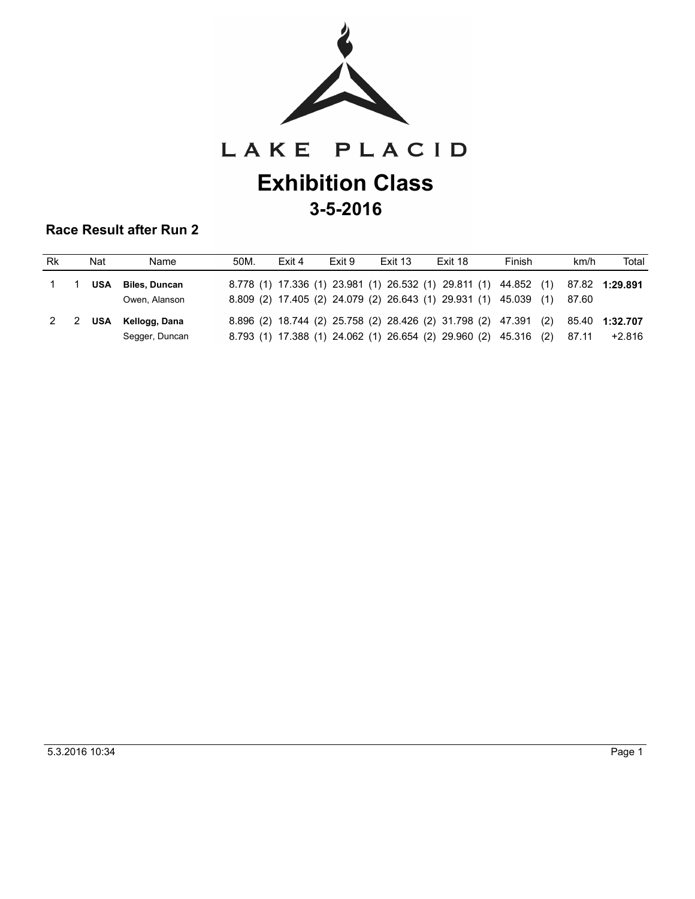LAKE PLACID

# Exhibition Class

## 3-5-2016

### Race Result after Run 2

| Rk | | Nat | Name | 50M. | Exit 4 | Exit 9 | Exit 13 | Exit 18 | Finish | km/h | Total |
|---|---|---|---|---|---|---|---|---|---|---|---|
| 1 | 1 | **USA** | **Biles, Duncan** | 8.778 (1) | 17.336 (1) | 23.981 (1) | 26.532 (1) | 29.811 (1) | 44.852 (1) | 87.82 | **1:29.891** |
| | | | Owen, Alanson | 8.809 (2) | 17.405 (2) | 24.079 (2) | 26.643 (1) | 29.931 (1) | 45.039 (1) | 87.60 | |
| 2 | 2 | **USA** | **Kellogg, Dana** | 8.896 (2) | 18.744 (2) | 25.758 (2) | 28.426 (2) | 31.798 (2) | 47.391 (2) | 85.40 | **1:32.707** |
| | | | Segger, Duncan | 8.793 (1) | 17.388 (1) | 24.062 (1) | 26.654 (2) | 29.960 (2) | 45.316 (2) | 87.11 | +2.816 |

5.3.2016 10:34